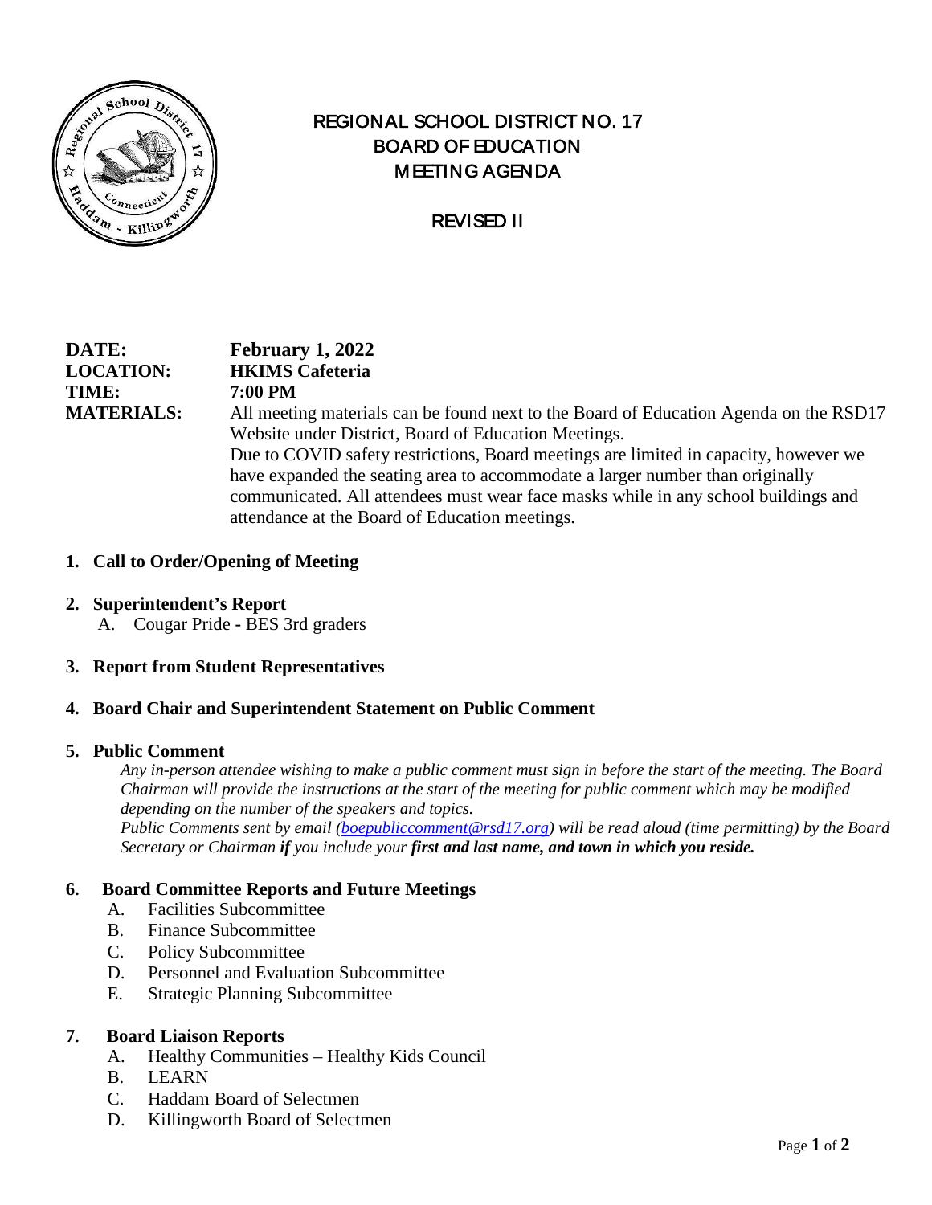# REGIONAL SCHOOL DISTRICT NO. 17
# BOARD OF EDUCATION
# MEETING AGENDA

## REVISED II

**DATE:** **February 1, 2022**
**LOCATION:** **HKIMS Cafeteria**
**TIME:** **7:00 PM**
**MATERIALS:** All meeting materials can be found next to the Board of Education Agenda on the RSD17 Website under District, Board of Education Meetings.
Due to COVID safety restrictions, Board meetings are limited in capacity, however we have expanded the seating area to accommodate a larger number than originally communicated. All attendees must wear face masks while in any school buildings and attendance at the Board of Education meetings.

**1. Call to Order/Opening of Meeting**

**2. Superintendent's Report**

A. Cougar Pride - BES 3rd graders

**3. Report from Student Representatives**

**4. Board Chair and Superintendent Statement on Public Comment**

**5. Public Comment**

*Any in-person attendee wishing to make a public comment must sign in before the start of the meeting. The Board Chairman will provide the instructions at the start of the meeting for public comment which may be modified depending on the number of the speakers and topics.*
*Public Comments sent by email (boepubliccomment@rsd17.org) will be read aloud (time permitting) by the Board Secretary or Chairman **if** you include your **first and last name, and town in which you reside.***

**6. Board Committee Reports and Future Meetings**

A. Facilities Subcommittee
B. Finance Subcommittee
C. Policy Subcommittee
D. Personnel and Evaluation Subcommittee
E. Strategic Planning Subcommittee

**7. Board Liaison Reports**

A. Healthy Communities – Healthy Kids Council
B. LEARN
C. Haddam Board of Selectmen
D. Killingworth Board of Selectmen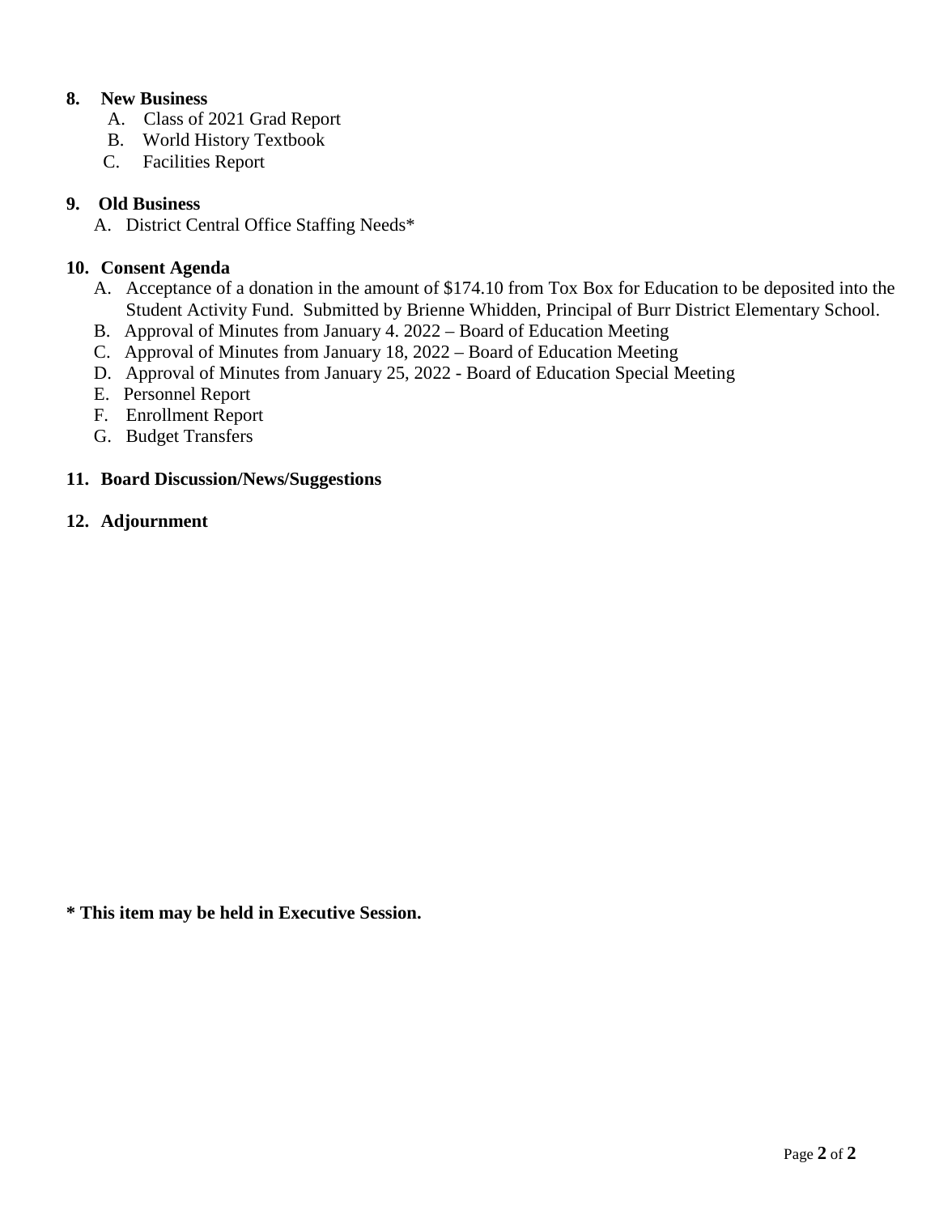**8. New Business**

- A. Class of 2021 Grad Report
- B. World History Textbook
- C. Facilities Report

**9. Old Business**

- A. District Central Office Staffing Needs*

**10. Consent Agenda**

- A. Acceptance of a donation in the amount of $174.10 from Tox Box for Education to be deposited into the Student Activity Fund. Submitted by Brienne Whidden, Principal of Burr District Elementary School.
- B. Approval of Minutes from January 4. 2022 – Board of Education Meeting
- C. Approval of Minutes from January 18, 2022 – Board of Education Meeting
- D. Approval of Minutes from January 25, 2022 - Board of Education Special Meeting
- E. Personnel Report
- F. Enrollment Report
- G. Budget Transfers

**11. Board Discussion/News/Suggestions**

**12. Adjournment**

**\* This item may be held in Executive Session.**